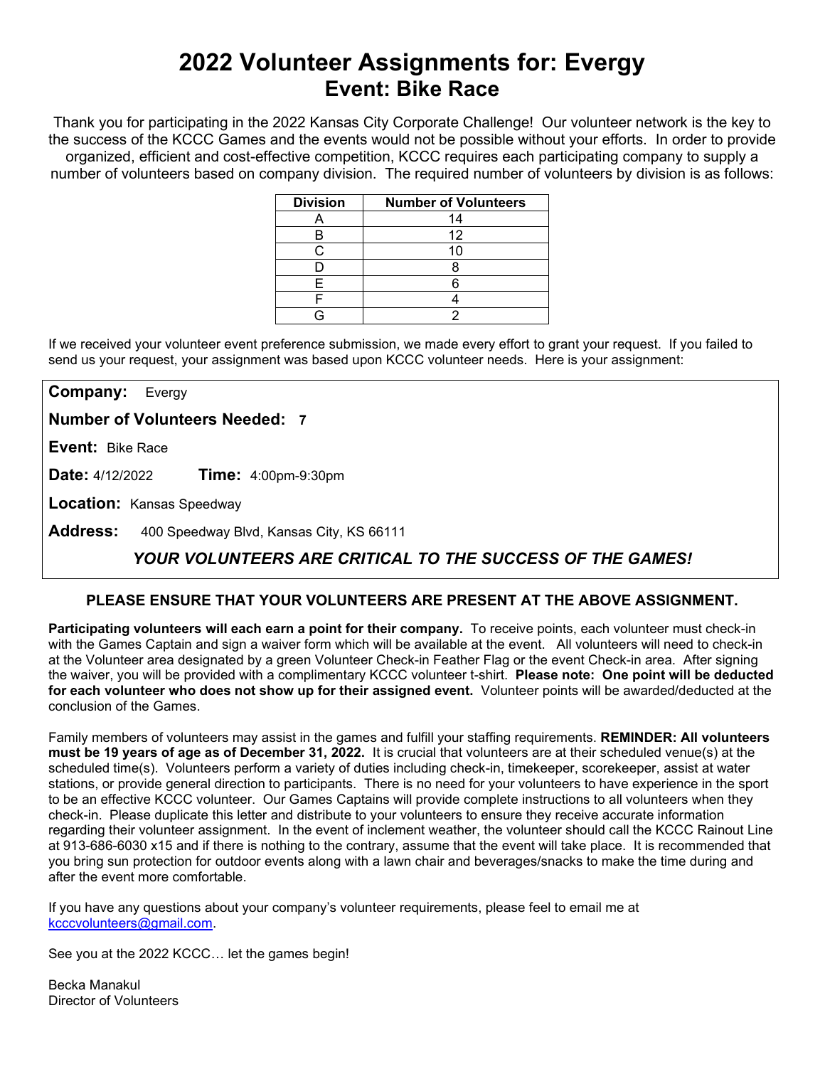# 2022 Volunteer Assignments for: Evergy
## Event: Bike Race

Thank you for participating in the 2022 Kansas City Corporate Challenge! Our volunteer network is the key to the success of the KCCC Games and the events would not be possible without your efforts. In order to provide organized, efficient and cost-effective competition, KCCC requires each participating company to supply a number of volunteers based on company division. The required number of volunteers by division is as follows:

| Division | Number of Volunteers |
|---|---|
| A | 14 |
| B | 12 |
| C | 10 |
| D | 8 |
| E | 6 |
| F | 4 |
| G | 2 |

If we received your volunteer event preference submission, we made every effort to grant your request. If you failed to send us your request, your assignment was based upon KCCC volunteer needs. Here is your assignment:

**Company:** Evergy

**Number of Volunteers Needed:** **7**

**Event:** Bike Race

**Date:** 4/12/2022 **Time:** 4:00pm-9:30pm

**Location:** Kansas Speedway

**Address:** 400 Speedway Blvd, Kansas City, KS 66111

***YOUR VOLUNTEERS ARE CRITICAL TO THE SUCCESS OF THE GAMES!***

**PLEASE ENSURE THAT YOUR VOLUNTEERS ARE PRESENT AT THE ABOVE ASSIGNMENT.**

**Participating volunteers will each earn a point for their company.** To receive points, each volunteer must check-in with the Games Captain and sign a waiver form which will be available at the event. All volunteers will need to check-in at the Volunteer area designated by a green Volunteer Check-in Feather Flag or the event Check-in area. After signing the waiver, you will be provided with a complimentary KCCC volunteer t-shirt. **Please note: One point will be deducted for each volunteer who does not show up for their assigned event.** Volunteer points will be awarded/deducted at the conclusion of the Games.

Family members of volunteers may assist in the games and fulfill your staffing requirements. **REMINDER: All volunteers must be 19 years of age as of December 31, 2022.** It is crucial that volunteers are at their scheduled venue(s) at the scheduled time(s). Volunteers perform a variety of duties including check-in, timekeeper, scorekeeper, assist at water stations, or provide general direction to participants. There is no need for your volunteers to have experience in the sport to be an effective KCCC volunteer. Our Games Captains will provide complete instructions to all volunteers when they check-in. Please duplicate this letter and distribute to your volunteers to ensure they receive accurate information regarding their volunteer assignment. In the event of inclement weather, the volunteer should call the KCCC Rainout Line at 913-686-6030 x15 and if there is nothing to the contrary, assume that the event will take place. It is recommended that you bring sun protection for outdoor events along with a lawn chair and beverages/snacks to make the time during and after the event more comfortable.

If you have any questions about your company's volunteer requirements, please feel to email me at kcccvolunteers@gmail.com.

See you at the 2022 KCCC… let the games begin!

Becka Manakul
Director of Volunteers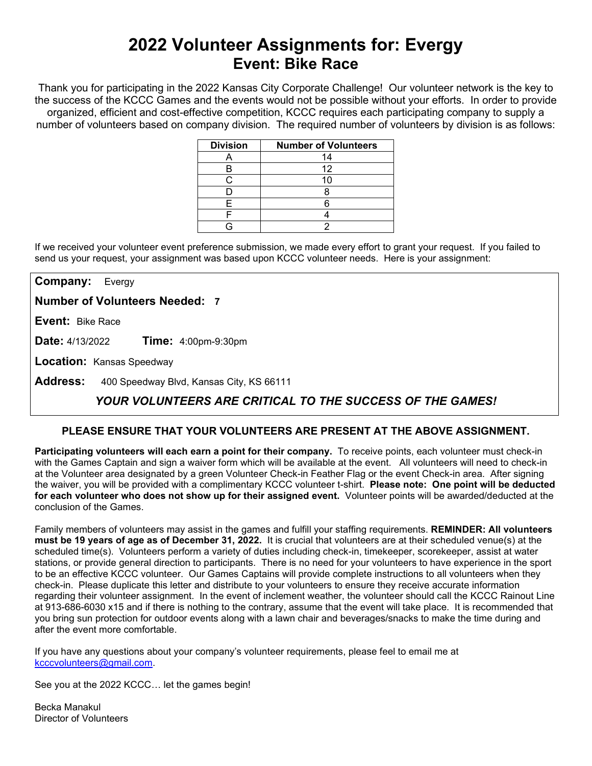# 2022 Volunteer Assignments for: Evergy

## Event: Bike Race

Thank you for participating in the 2022 Kansas City Corporate Challenge! Our volunteer network is the key to the success of the KCCC Games and the events would not be possible without your efforts. In order to provide organized, efficient and cost-effective competition, KCCC requires each participating company to supply a number of volunteers based on company division. The required number of volunteers by division is as follows:

| Division | Number of Volunteers |
|---|---|
| A | 14 |
| B | 12 |
| C | 10 |
| D | 8 |
| E | 6 |
| F | 4 |
| G | 2 |

If we received your volunteer event preference submission, we made every effort to grant your request. If you failed to send us your request, your assignment was based upon KCCC volunteer needs. Here is your assignment:

**Company:** Evergy

**Number of Volunteers Needed: 7**

**Event:** Bike Race

**Date:** 4/13/2022 **Time:** 4:00pm-9:30pm

**Location:** Kansas Speedway

**Address:** 400 Speedway Blvd, Kansas City, KS 66111

***YOUR VOLUNTEERS ARE CRITICAL TO THE SUCCESS OF THE GAMES!***

**PLEASE ENSURE THAT YOUR VOLUNTEERS ARE PRESENT AT THE ABOVE ASSIGNMENT.**

**Participating volunteers will each earn a point for their company.** To receive points, each volunteer must check-in with the Games Captain and sign a waiver form which will be available at the event. All volunteers will need to check-in at the Volunteer area designated by a green Volunteer Check-in Feather Flag or the event Check-in area. After signing the waiver, you will be provided with a complimentary KCCC volunteer t-shirt. **Please note: One point will be deducted for each volunteer who does not show up for their assigned event.** Volunteer points will be awarded/deducted at the conclusion of the Games.

Family members of volunteers may assist in the games and fulfill your staffing requirements. **REMINDER: All volunteers must be 19 years of age as of December 31, 2022.** It is crucial that volunteers are at their scheduled venue(s) at the scheduled time(s). Volunteers perform a variety of duties including check-in, timekeeper, scorekeeper, assist at water stations, or provide general direction to participants. There is no need for your volunteers to have experience in the sport to be an effective KCCC volunteer. Our Games Captains will provide complete instructions to all volunteers when they check-in. Please duplicate this letter and distribute to your volunteers to ensure they receive accurate information regarding their volunteer assignment. In the event of inclement weather, the volunteer should call the KCCC Rainout Line at 913-686-6030 x15 and if there is nothing to the contrary, assume that the event will take place. It is recommended that you bring sun protection for outdoor events along with a lawn chair and beverages/snacks to make the time during and after the event more comfortable.

If you have any questions about your company's volunteer requirements, please feel to email me at kcccvolunteers@gmail.com.

See you at the 2022 KCCC… let the games begin!

Becka Manakul
Director of Volunteers